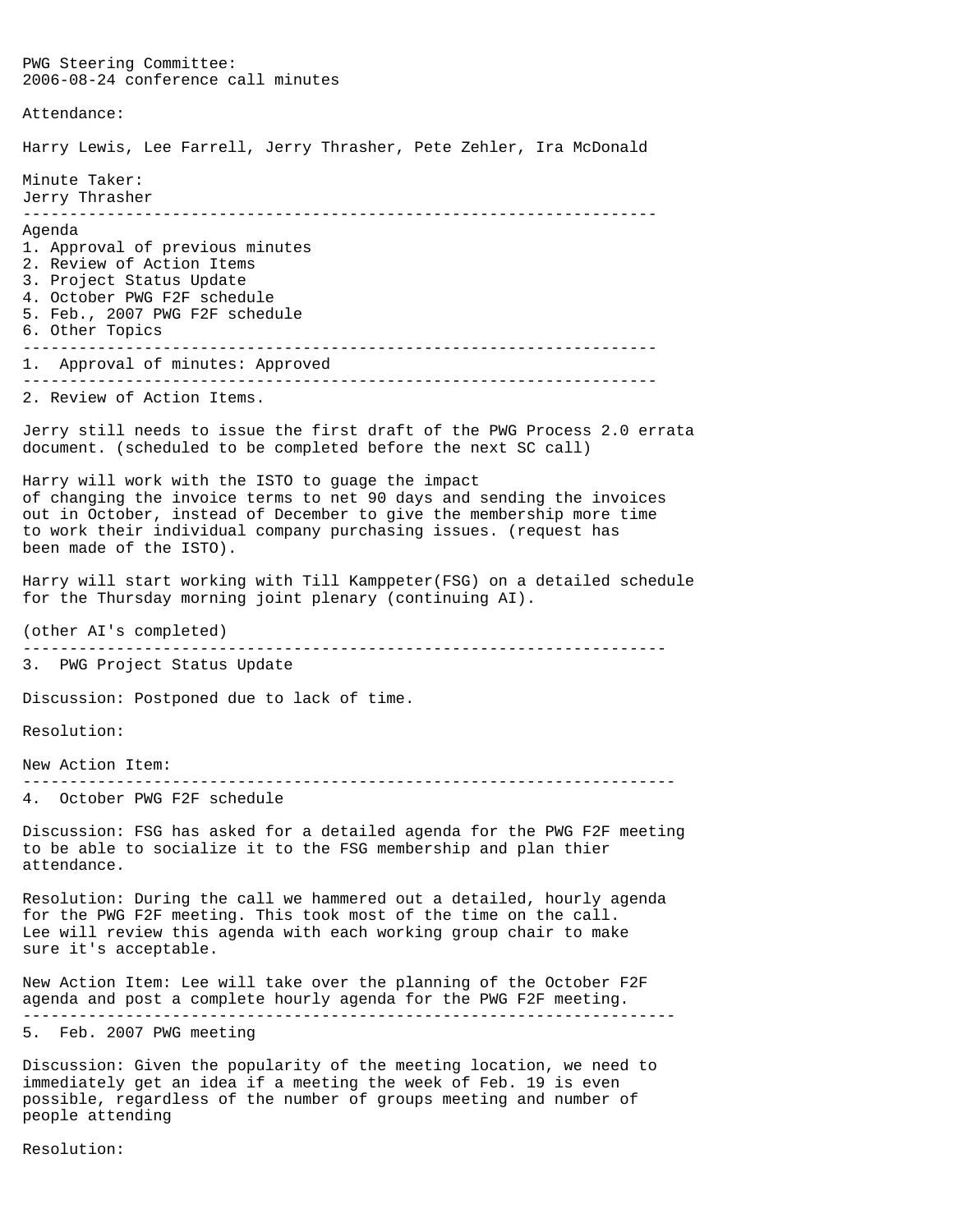PWG Steering Committee:
2006-08-24 conference call minutes

Attendance:

Harry Lewis, Lee Farrell, Jerry Thrasher, Pete Zehler, Ira McDonald

Minute Taker:
Jerry Thrasher

---

Agenda

1. Approval of previous minutes
2. Review of Action Items
3. Project Status Update
4. October PWG F2F schedule
5. Feb., 2007 PWG F2F schedule
6. Other Topics

---

1. Approval of minutes: Approved

---

2. Review of Action Items.

Jerry still needs to issue the first draft of the PWG Process 2.0 errata document. (scheduled to be completed before the next SC call)

Harry will work with the ISTO to guage the impact of changing the invoice terms to net 90 days and sending the invoices out in October, instead of December to give the membership more time to work their individual company purchasing issues. (request has been made of the ISTO).

Harry will start working with Till Kamppeter(FSG) on a detailed schedule for the Thursday morning joint plenary (continuing AI).

(other AI's completed)

---

3. PWG Project Status Update

Discussion: Postponed due to lack of time.

Resolution:

New Action Item:

---

4. October PWG F2F schedule

Discussion: FSG has asked for a detailed agenda for the PWG F2F meeting to be able to socialize it to the FSG membership and plan thier attendance.

Resolution: During the call we hammered out a detailed, hourly agenda for the PWG F2F meeting. This took most of the time on the call. Lee will review this agenda with each working group chair to make sure it's acceptable.

New Action Item: Lee will take over the planning of the October F2F agenda and post a complete hourly agenda for the PWG F2F meeting.

---

5. Feb. 2007 PWG meeting

Discussion: Given the popularity of the meeting location, we need to immediately get an idea if a meeting the week of Feb. 19 is even possible, regardless of the number of groups meeting and number of people attending

Resolution: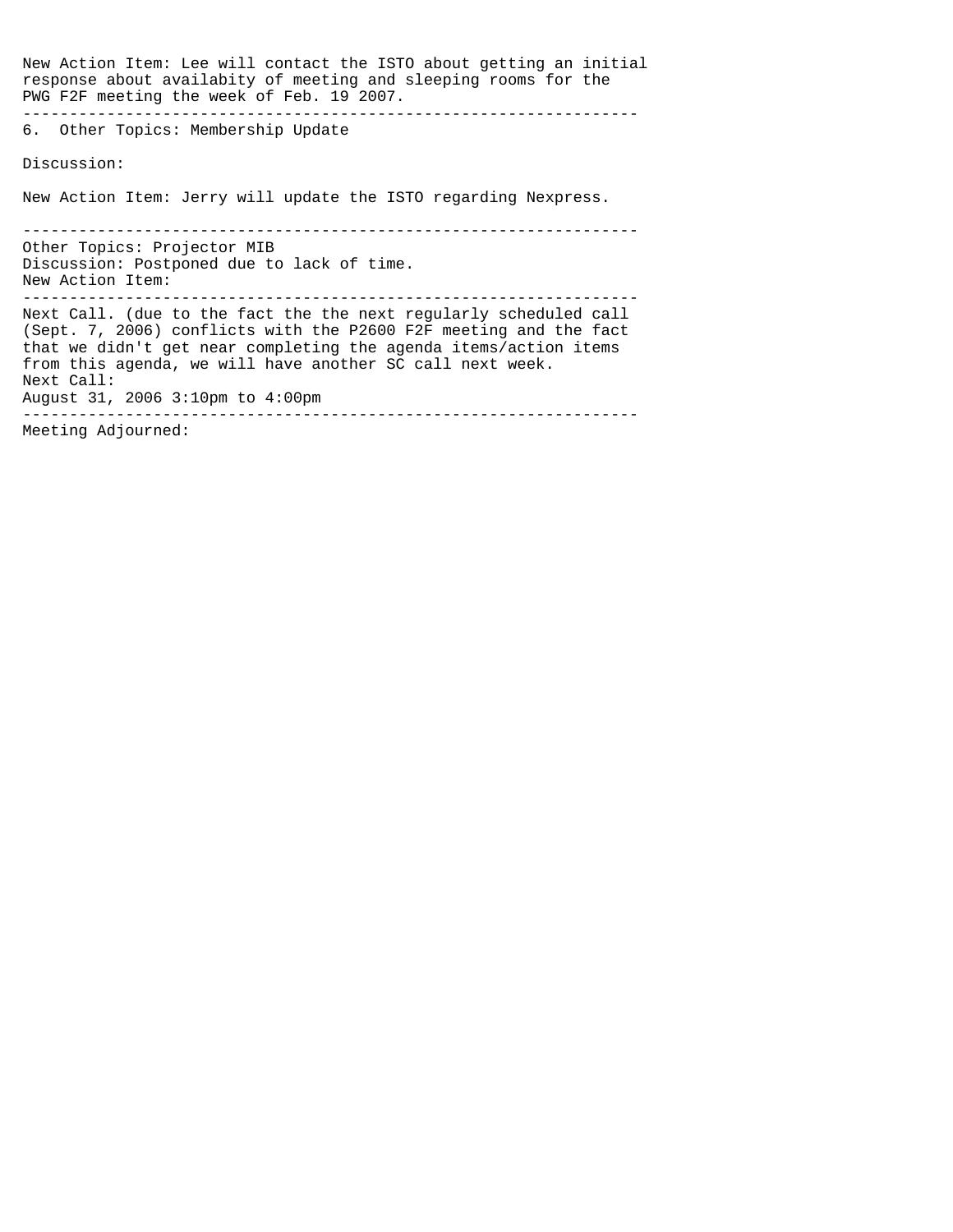New Action Item: Lee will contact the ISTO about getting an initial response about availabity of meeting and sleeping rooms for the PWG F2F meeting the week of Feb. 19 2007.

---

6. Other Topics: Membership Update

Discussion:

New Action Item: Jerry will update the ISTO regarding Nexpress.

---

Other Topics: Projector MIB
Discussion: Postponed due to lack of time.
New Action Item:

---

Next Call. (due to the fact the the next regularly scheduled call (Sept. 7, 2006) conflicts with the P2600 F2F meeting and the fact that we didn't get near completing the agenda items/action items from this agenda, we will have another SC call next week.
Next Call:
August 31, 2006 3:10pm to 4:00pm

---

Meeting Adjourned: